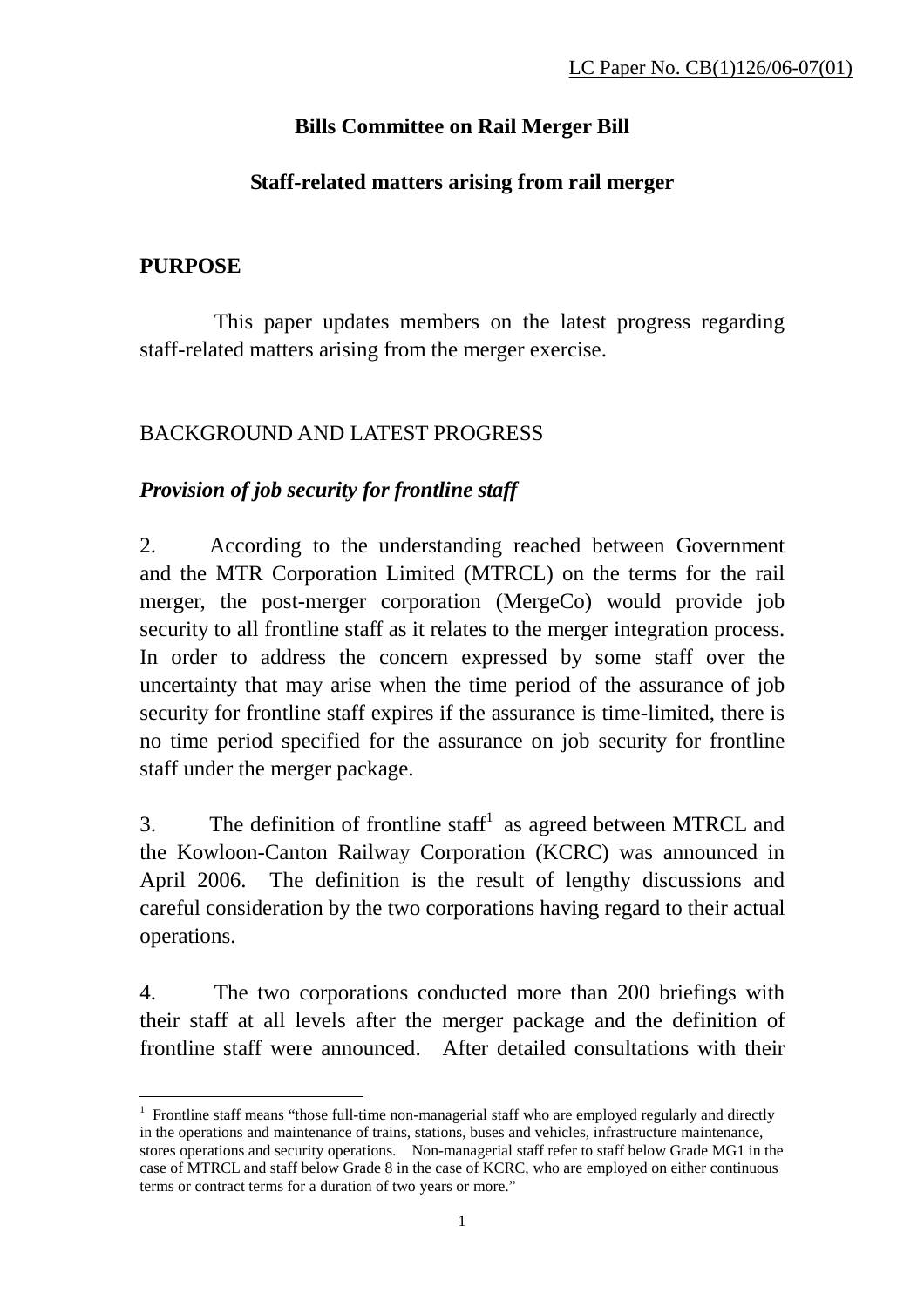LC Paper No. CB(1)126/06-07(01)

**Bills Committee on Rail Merger Bill**

**Staff-related matters arising from rail merger**

## PURPOSE

This paper updates members on the latest progress regarding staff-related matters arising from the merger exercise.

## BACKGROUND AND LATEST PROGRESS

***Provision of job security for frontline staff***

2. According to the understanding reached between Government and the MTR Corporation Limited (MTRCL) on the terms for the rail merger, the post-merger corporation (MergeCo) would provide job security to all frontline staff as it relates to the merger integration process. In order to address the concern expressed by some staff over the uncertainty that may arise when the time period of the assurance of job security for frontline staff expires if the assurance is time-limited, there is no time period specified for the assurance on job security for frontline staff under the merger package.

3. The definition of frontline staff[1] as agreed between MTRCL and the Kowloon-Canton Railway Corporation (KCRC) was announced in April 2006. The definition is the result of lengthy discussions and careful consideration by the two corporations having regard to their actual operations.

4. The two corporations conducted more than 200 briefings with their staff at all levels after the merger package and the definition of frontline staff were announced. After detailed consultations with their

---

[1] Frontline staff means "those full-time non-managerial staff who are employed regularly and directly in the operations and maintenance of trains, stations, buses and vehicles, infrastructure maintenance, stores operations and security operations. Non-managerial staff refer to staff below Grade MG1 in the case of MTRCL and staff below Grade 8 in the case of KCRC, who are employed on either continuous terms or contract terms for a duration of two years or more."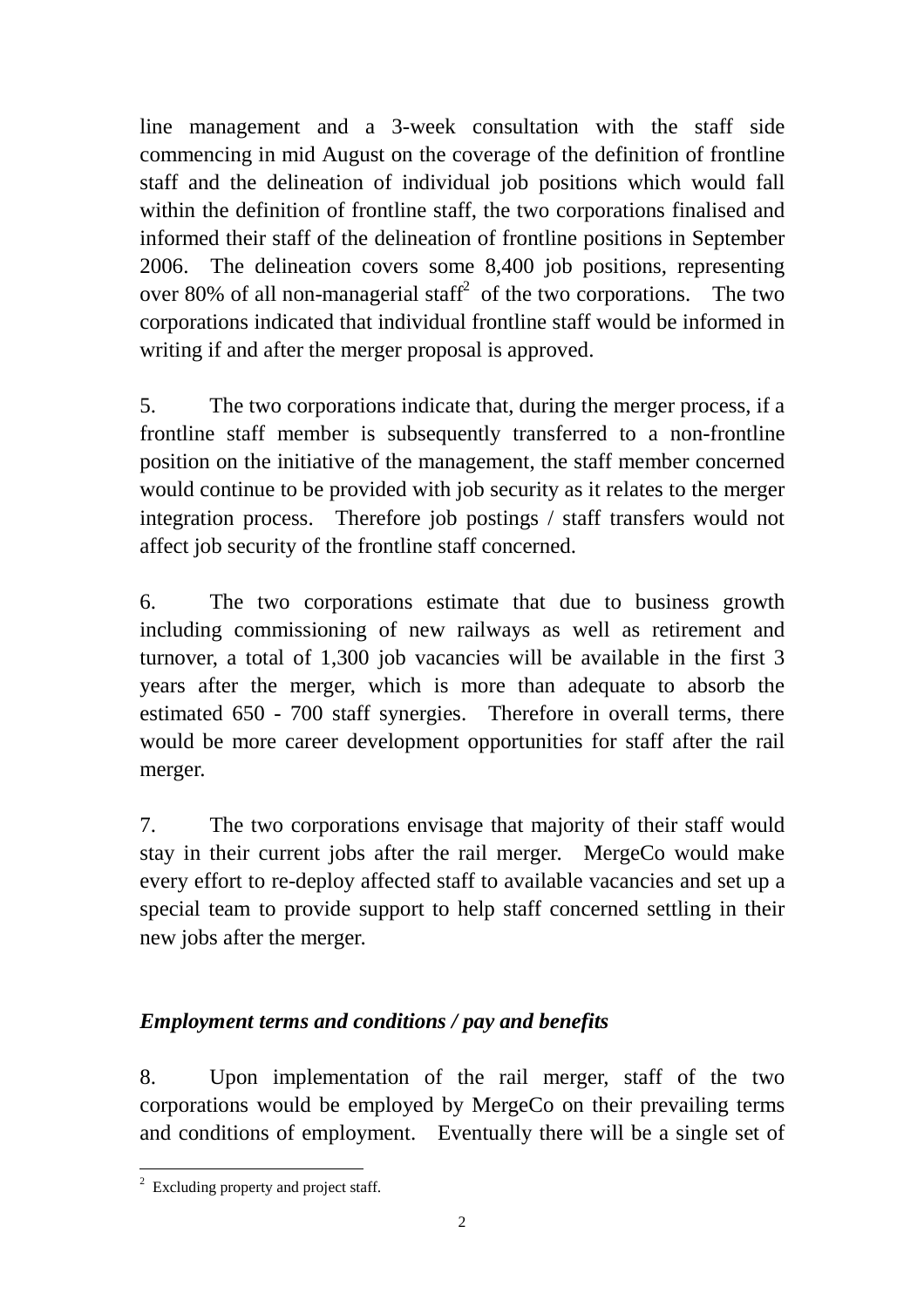line management and a 3-week consultation with the staff side commencing in mid August on the coverage of the definition of frontline staff and the delineation of individual job positions which would fall within the definition of frontline staff, the two corporations finalised and informed their staff of the delineation of frontline positions in September 2006. The delineation covers some 8,400 job positions, representing over 80% of all non-managerial staff[2] of the two corporations. The two corporations indicated that individual frontline staff would be informed in writing if and after the merger proposal is approved.

5. The two corporations indicate that, during the merger process, if a frontline staff member is subsequently transferred to a non-frontline position on the initiative of the management, the staff member concerned would continue to be provided with job security as it relates to the merger integration process. Therefore job postings / staff transfers would not affect job security of the frontline staff concerned.

6. The two corporations estimate that due to business growth including commissioning of new railways as well as retirement and turnover, a total of 1,300 job vacancies will be available in the first 3 years after the merger, which is more than adequate to absorb the estimated 650 - 700 staff synergies. Therefore in overall terms, there would be more career development opportunities for staff after the rail merger.

7. The two corporations envisage that majority of their staff would stay in their current jobs after the rail merger. MergeCo would make every effort to re-deploy affected staff to available vacancies and set up a special team to provide support to help staff concerned settling in their new jobs after the merger.

### *Employment terms and conditions / pay and benefits*

8. Upon implementation of the rail merger, staff of the two corporations would be employed by MergeCo on their prevailing terms and conditions of employment. Eventually there will be a single set of

[2] Excluding property and project staff.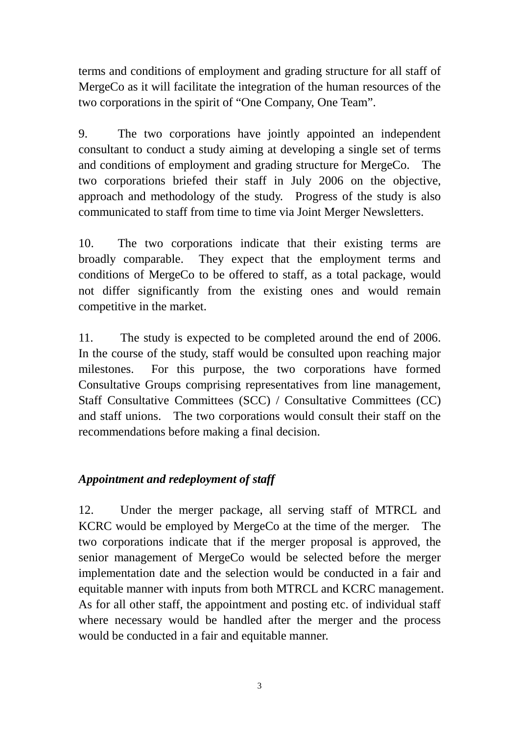terms and conditions of employment and grading structure for all staff of MergeCo as it will facilitate the integration of the human resources of the two corporations in the spirit of “One Company, One Team”.

9. The two corporations have jointly appointed an independent consultant to conduct a study aiming at developing a single set of terms and conditions of employment and grading structure for MergeCo. The two corporations briefed their staff in July 2006 on the objective, approach and methodology of the study. Progress of the study is also communicated to staff from time to time via Joint Merger Newsletters.

10. The two corporations indicate that their existing terms are broadly comparable. They expect that the employment terms and conditions of MergeCo to be offered to staff, as a total package, would not differ significantly from the existing ones and would remain competitive in the market.

11. The study is expected to be completed around the end of 2006. In the course of the study, staff would be consulted upon reaching major milestones. For this purpose, the two corporations have formed Consultative Groups comprising representatives from line management, Staff Consultative Committees (SCC) / Consultative Committees (CC) and staff unions. The two corporations would consult their staff on the recommendations before making a final decision.

***Appointment and redeployment of staff***

12. Under the merger package, all serving staff of MTRCL and KCRC would be employed by MergeCo at the time of the merger. The two corporations indicate that if the merger proposal is approved, the senior management of MergeCo would be selected before the merger implementation date and the selection would be conducted in a fair and equitable manner with inputs from both MTRCL and KCRC management. As for all other staff, the appointment and posting etc. of individual staff where necessary would be handled after the merger and the process would be conducted in a fair and equitable manner.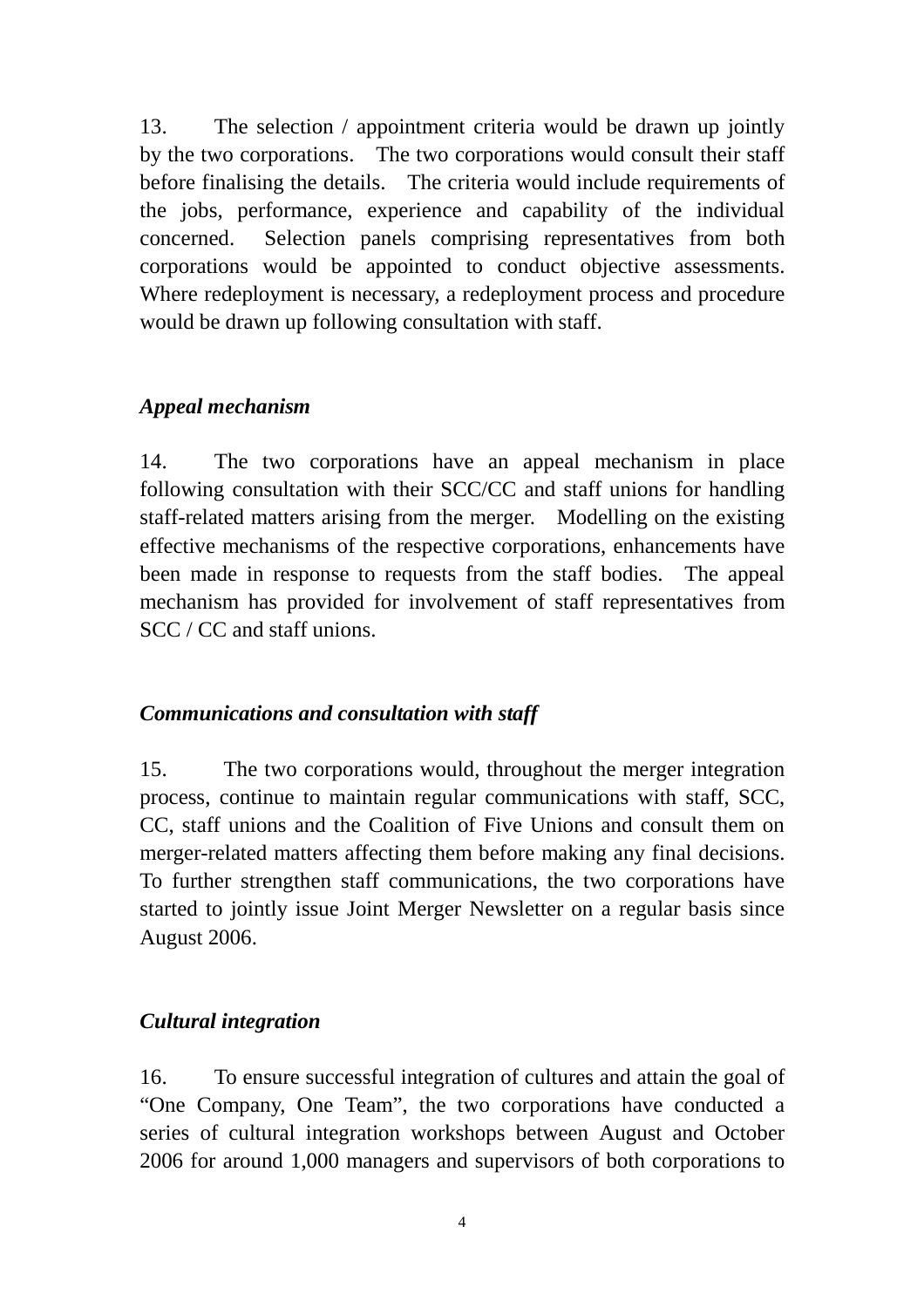13. The selection / appointment criteria would be drawn up jointly by the two corporations. The two corporations would consult their staff before finalising the details. The criteria would include requirements of the jobs, performance, experience and capability of the individual concerned. Selection panels comprising representatives from both corporations would be appointed to conduct objective assessments. Where redeployment is necessary, a redeployment process and procedure would be drawn up following consultation with staff.

***Appeal mechanism***

14. The two corporations have an appeal mechanism in place following consultation with their SCC/CC and staff unions for handling staff-related matters arising from the merger. Modelling on the existing effective mechanisms of the respective corporations, enhancements have been made in response to requests from the staff bodies. The appeal mechanism has provided for involvement of staff representatives from SCC / CC and staff unions.

***Communications and consultation with staff***

15. The two corporations would, throughout the merger integration process, continue to maintain regular communications with staff, SCC, CC, staff unions and the Coalition of Five Unions and consult them on merger-related matters affecting them before making any final decisions. To further strengthen staff communications, the two corporations have started to jointly issue Joint Merger Newsletter on a regular basis since August 2006.

***Cultural integration***

16. To ensure successful integration of cultures and attain the goal of "One Company, One Team", the two corporations have conducted a series of cultural integration workshops between August and October 2006 for around 1,000 managers and supervisors of both corporations to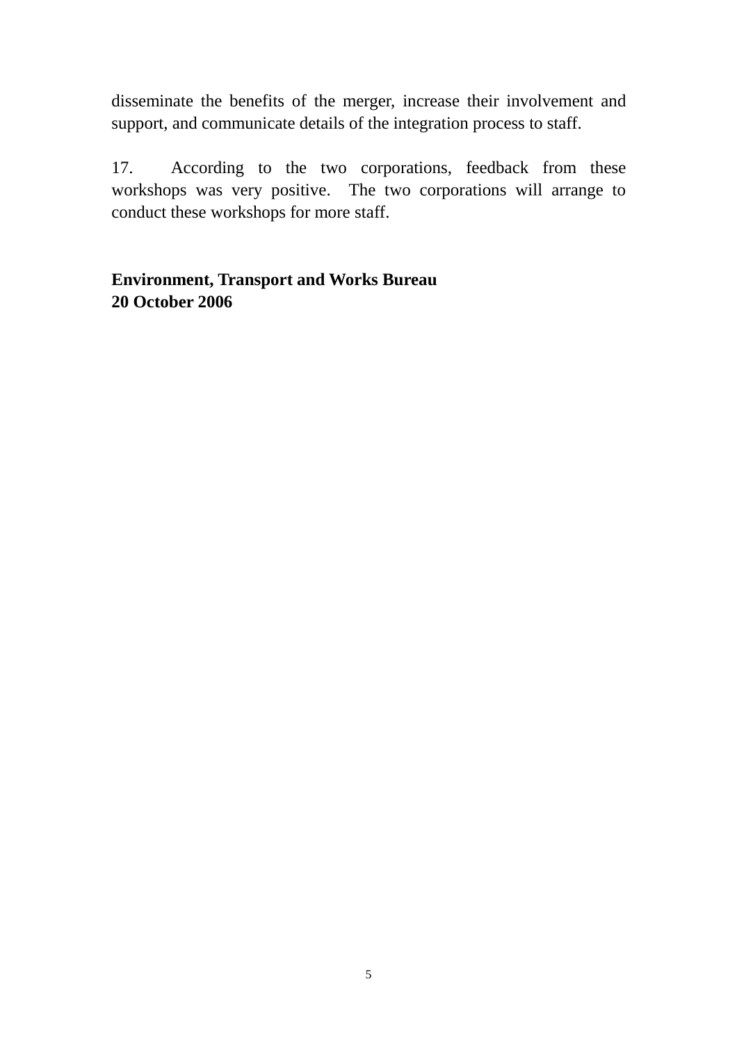disseminate the benefits of the merger, increase their involvement and support, and communicate details of the integration process to staff.

17. According to the two corporations, feedback from these workshops was very positive. The two corporations will arrange to conduct these workshops for more staff.

**Environment, Transport and Works Bureau**
**20 October 2006**